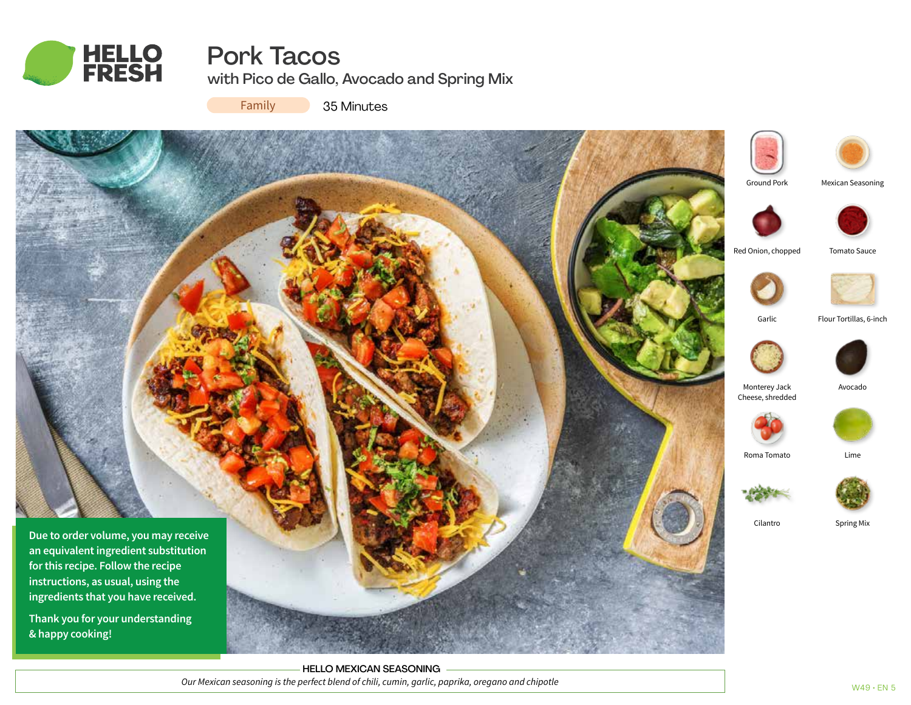# Pork Tacos

## with Pico de Gallo, Avocado and Spring Mix

Family · 35 Minutes

- Ground Pork
- Mexican Seasoning
- Red Onion, chopped
- Tomato Sauce
- Garlic
- Flour Tortillas, 6-inch
- Monterey Jack Cheese, shredded
- Avocado
- Roma Tomato
- Lime
- Cilantro
- Spring Mix

**Due to order volume, you may receive an equivalent ingredient substitution for this recipe. Follow the recipe instructions, as usual, using the ingredients that you have received.**

**Thank you for your understanding & happy cooking!**

### HELLO MEXICAN SEASONING

*Our Mexican seasoning is the perfect blend of chili, cumin, garlic, paprika, oregano and chipotle*

W49 • EN 5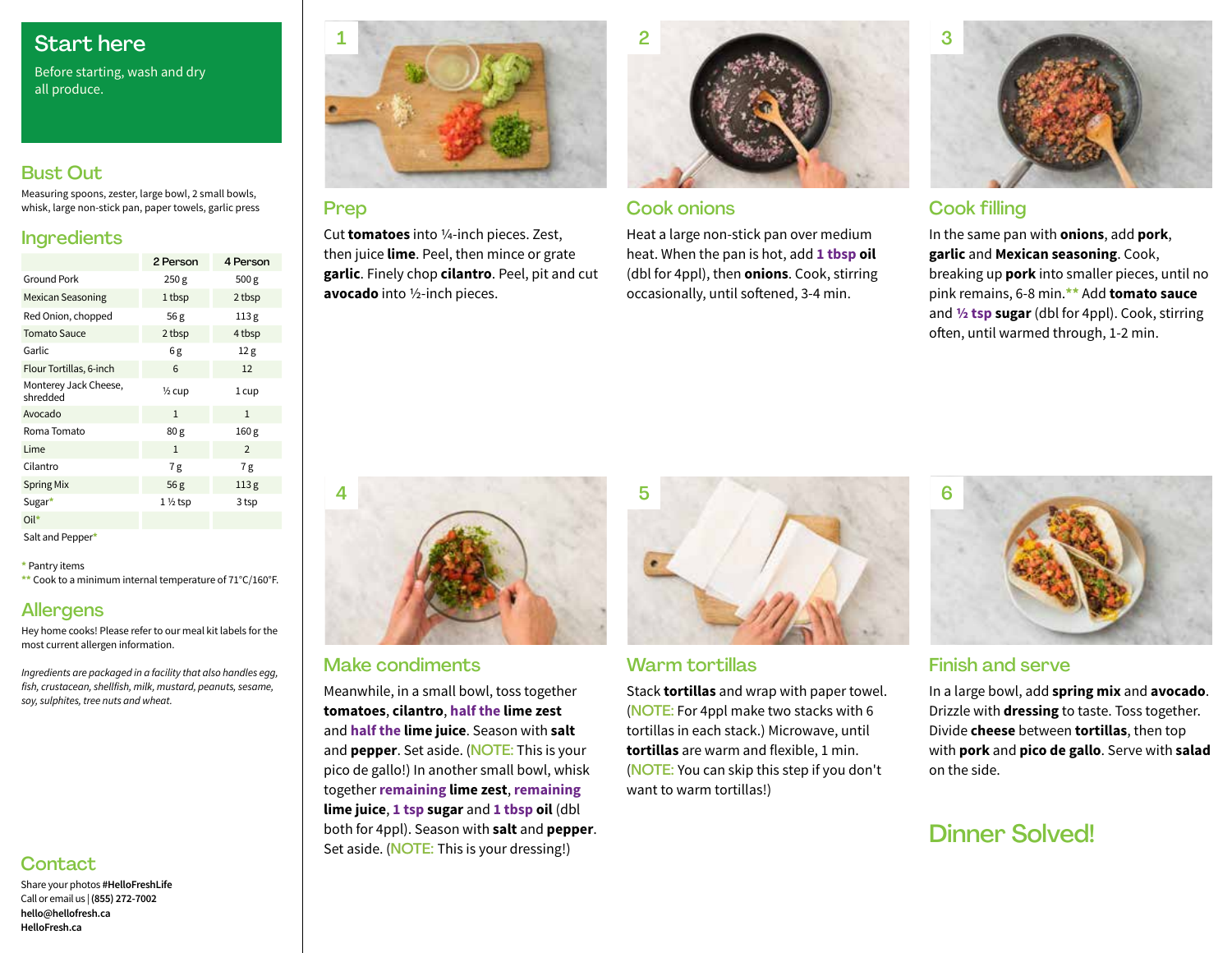## Start here

Before starting, wash and dry all produce.

## Bust Out

Measuring spoons, zester, large bowl, 2 small bowls, whisk, large non-stick pan, paper towels, garlic press

## Ingredients

| | 2 Person | 4 Person |
|---|---|---|
| Ground Pork | 250 g | 500 g |
| Mexican Seasoning | 1 tbsp | 2 tbsp |
| Red Onion, chopped | 56 g | 113 g |
| Tomato Sauce | 2 tbsp | 4 tbsp |
| Garlic | 6 g | 12 g |
| Flour Tortillas, 6-inch | 6 | 12 |
| Monterey Jack Cheese, shredded | ½ cup | 1 cup |
| Avocado | 1 | 1 |
| Roma Tomato | 80 g | 160 g |
| Lime | 1 | 2 |
| Cilantro | 7 g | 7 g |
| Spring Mix | 56 g | 113 g |
| Sugar* | 1 ½ tsp | 3 tsp |
| Oil* | | |
| Salt and Pepper* | | |

\* Pantry items

\*\* Cook to a minimum internal temperature of 71°C/160°F.

## Allergens

Hey home cooks! Please refer to our meal kit labels for the most current allergen information.

*Ingredients are packaged in a facility that also handles egg, fish, crustacean, shellfish, milk, mustard, peanuts, sesame, soy, sulphites, tree nuts and wheat.*

## Contact

Share your photos **#HelloFreshLife**
Call or email us | **(855) 272-7002**
**hello@hellofresh.ca**
**HelloFresh.ca**

## 1 Prep

Cut **tomatoes** into ¼-inch pieces. Zest, then juice **lime**. Peel, then mince or grate **garlic**. Finely chop **cilantro**. Peel, pit and cut **avocado** into ½-inch pieces.

## 2 Cook onions

Heat a large non-stick pan over medium heat. When the pan is hot, add **1 tbsp oil** (dbl for 4ppl), then **onions**. Cook, stirring occasionally, until softened, 3-4 min.

## 3 Cook filling

In the same pan with **onions**, add **pork**, **garlic** and **Mexican seasoning**. Cook, breaking up **pork** into smaller pieces, until no pink remains, 6-8 min.\*\* Add **tomato sauce** and **½ tsp sugar** (dbl for 4ppl). Cook, stirring often, until warmed through, 1-2 min.

## 4 Make condiments

Meanwhile, in a small bowl, toss together **tomatoes**, **cilantro**, **half the lime zest** and **half the lime juice**. Season with **salt** and **pepper**. Set aside. (NOTE: This is your pico de gallo!) In another small bowl, whisk together **remaining lime zest**, **remaining lime juice**, **1 tsp sugar** and **1 tbsp oil** (dbl both for 4ppl). Season with **salt** and **pepper**. Set aside. (NOTE: This is your dressing!)

## 5 Warm tortillas

Stack **tortillas** and wrap with paper towel. (NOTE: For 4ppl make two stacks with 6 tortillas in each stack.) Microwave, until **tortillas** are warm and flexible, 1 min. (NOTE: You can skip this step if you don't want to warm tortillas!)

## 6 Finish and serve

In a large bowl, add **spring mix** and **avocado**. Drizzle with **dressing** to taste. Toss together. Divide **cheese** between **tortillas**, then top with **pork** and **pico de gallo**. Serve with **salad** on the side.

## Dinner Solved!